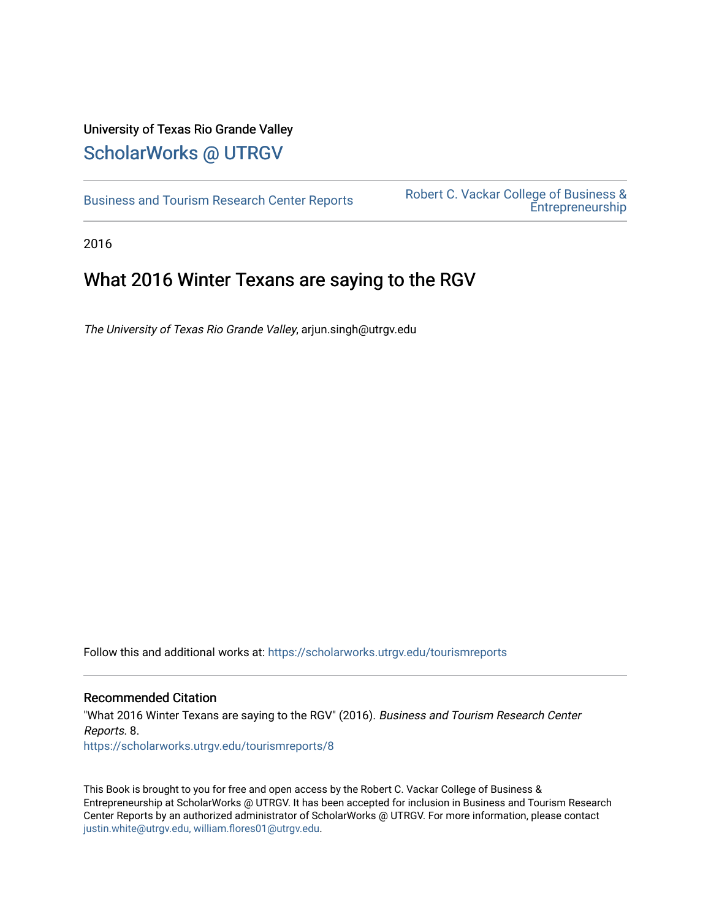University of Texas Rio Grande Valley

# ScholarWorks @ UTRGV

Business and Tourism Research Center Reports

Robert C. Vackar College of Business & Entrepreneurship

2016

## What 2016 Winter Texans are saying to the RGV

*The University of Texas Rio Grande Valley*, arjun.singh@utrgv.edu

Follow this and additional works at: https://scholarworks.utrgv.edu/tourismreports

### Recommended Citation

"What 2016 Winter Texans are saying to the RGV" (2016). *Business and Tourism Research Center Reports*. 8.
https://scholarworks.utrgv.edu/tourismreports/8

This Book is brought to you for free and open access by the Robert C. Vackar College of Business & Entrepreneurship at ScholarWorks @ UTRGV. It has been accepted for inclusion in Business and Tourism Research Center Reports by an authorized administrator of ScholarWorks @ UTRGV. For more information, please contact justin.white@utrgv.edu, william.flores01@utrgv.edu.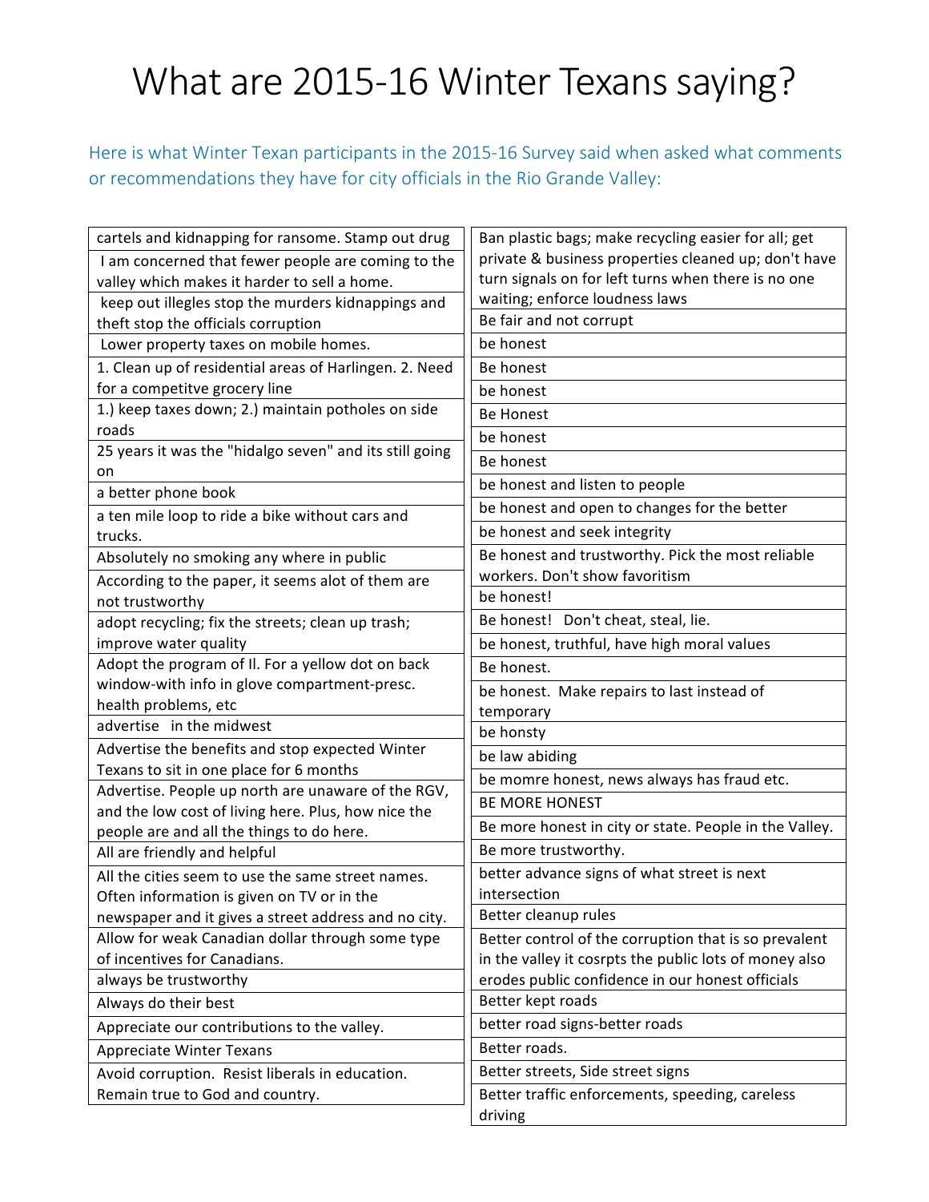# What are 2015-16 Winter Texans saying?

Here is what Winter Texan participants in the 2015-16 Survey said when asked what comments or recommendations they have for city officials in the Rio Grande Valley:

| |
|---|
| cartels and kidnapping for ransome. Stamp out drug |
| I am concerned that fewer people are coming to the valley which makes it harder to sell a home. |
| keep out illegles stop the murders kidnappings and theft stop the officials corruption |
| Lower property taxes on mobile homes. |
| 1. Clean up of residential areas of Harlingen. 2. Need for a competitve grocery line |
| 1.) keep taxes down; 2.) maintain potholes on side roads |
| 25 years it was the "hidalgo seven" and its still going on |
| a better phone book |
| a ten mile loop to ride a bike without cars and trucks. |
| Absolutely no smoking any where in public |
| According to the paper, it seems alot of them are not trustworthy |
| adopt recycling; fix the streets; clean up trash; improve water quality |
| Adopt the program of Il. For a yellow dot on back window-with info in glove compartment-presc. health problems, etc |
| advertise in the midwest |
| Advertise the benefits and stop expected Winter Texans to sit in one place for 6 months |
| Advertise. People up north are unaware of the RGV, and the low cost of living here. Plus, how nice the people are and all the things to do here. |
| All are friendly and helpful |
| All the cities seem to use the same street names. Often information is given on TV or in the newspaper and it gives a street address and no city. |
| Allow for weak Canadian dollar through some type of incentives for Canadians. |
| always be trustworthy |
| Always do their best |
| Appreciate our contributions to the valley. |
| Appreciate Winter Texans |
| Avoid corruption. Resist liberals in education. Remain true to God and country. |
| Ban plastic bags; make recycling easier for all; get private & business properties cleaned up; don't have turn signals on for left turns when there is no one waiting; enforce loudness laws |
| Be fair and not corrupt |
| be honest |
| Be honest |
| be honest |
| Be Honest |
| be honest |
| Be honest |
| be honest and listen to people |
| be honest and open to changes for the better |
| be honest and seek integrity |
| Be honest and trustworthy. Pick the most reliable workers. Don't show favoritism |
| be honest! |
| Be honest! Don't cheat, steal, lie. |
| be honest, truthful, have high moral values |
| Be honest. |
| be honest. Make repairs to last instead of temporary |
| be honsty |
| be law abiding |
| be momre honest, news always has fraud etc. |
| BE MORE HONEST |
| Be more honest in city or state. People in the Valley. |
| Be more trustworthy. |
| better advance signs of what street is next intersection |
| Better cleanup rules |
| Better control of the corruption that is so prevalent in the valley it cosrpts the public lots of money also erodes public confidence in our honest officials |
| Better kept roads |
| better road signs-better roads |
| Better roads. |
| Better streets, Side street signs |
| Better traffic enforcements, speeding, careless driving |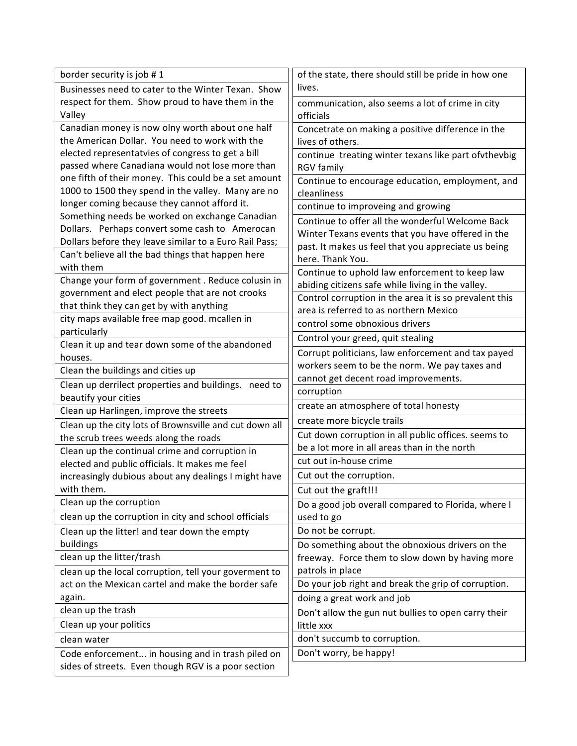| |
|---|
| border security is job # 1 |
| Businesses need to cater to the Winter Texan. Show respect for them. Show proud to have them in the Valley |
| Canadian money is now olny worth about one half the American Dollar. You need to work with the elected representatvies of congress to get a bill passed where Canadiana would not lose more than one fifth of their money. This could be a set amount 1000 to 1500 they spend in the valley. Many are no longer coming because they cannot afford it. Something needs be worked on exchange Canadian Dollars. Perhaps convert some cash to Amerocan Dollars before they leave similar to a Euro Rail Pass; |
| Can't believe all the bad things that happen here with them |
| Change your form of government . Reduce colusin in government and elect people that are not crooks that think they can get by with anything |
| city maps available free map good. mcallen in particularly |
| Clean it up and tear down some of the abandoned houses. |
| Clean the buildings and cities up |
| Clean up derrilect properties and buildings. need to beautify your cities |
| Clean up Harlingen, improve the streets |
| Clean up the city lots of Brownsville and cut down all the scrub trees weeds along the roads |
| Clean up the continual crime and corruption in elected and public officials. It makes me feel increasingly dubious about any dealings I might have with them. |
| Clean up the corruption |
| clean up the corruption in city and school officials |
| Clean up the litter! and tear down the empty buildings |
| clean up the litter/trash |
| clean up the local corruption, tell your goverment to act on the Mexican cartel and make the border safe again. |
| clean up the trash |
| Clean up your politics |
| clean water |
| Code enforcement... in housing and in trash piled on sides of streets. Even though RGV is a poor section of the state, there should still be pride in how one lives. |
| communication, also seems a lot of crime in city officials |
| Concetrate on making a positive difference in the lives of others. |
| continue treating winter texans like part ofvthevbig RGV family |
| Continue to encourage education, employment, and cleanliness |
| continue to improveing and growing |
| Continue to offer all the wonderful Welcome Back Winter Texans events that you have offered in the past. It makes us feel that you appreciate us being here. Thank You. |
| Continue to uphold law enforcement to keep law abiding citizens safe while living in the valley. |
| Control corruption in the area it is so prevalent this area is referred to as northern Mexico |
| control some obnoxious drivers |
| Control your greed, quit stealing |
| Corrupt politicians, law enforcement and tax payed workers seem to be the norm. We pay taxes and cannot get decent road improvements. |
| corruption |
| create an atmosphere of total honesty |
| create more bicycle trails |
| Cut down corruption in all public offices. seems to be a lot more in all areas than in the north |
| cut out in-house crime |
| Cut out the corruption. |
| Cut out the graft!!! |
| Do a good job overall compared to Florida, where I used to go |
| Do not be corrupt. |
| Do something about the obnoxious drivers on the freeway. Force them to slow down by having more patrols in place |
| Do your job right and break the grip of corruption. |
| doing a great work and job |
| Don't allow the gun nut bullies to open carry their little xxx |
| don't succumb to corruption. |
| Don't worry, be happy! |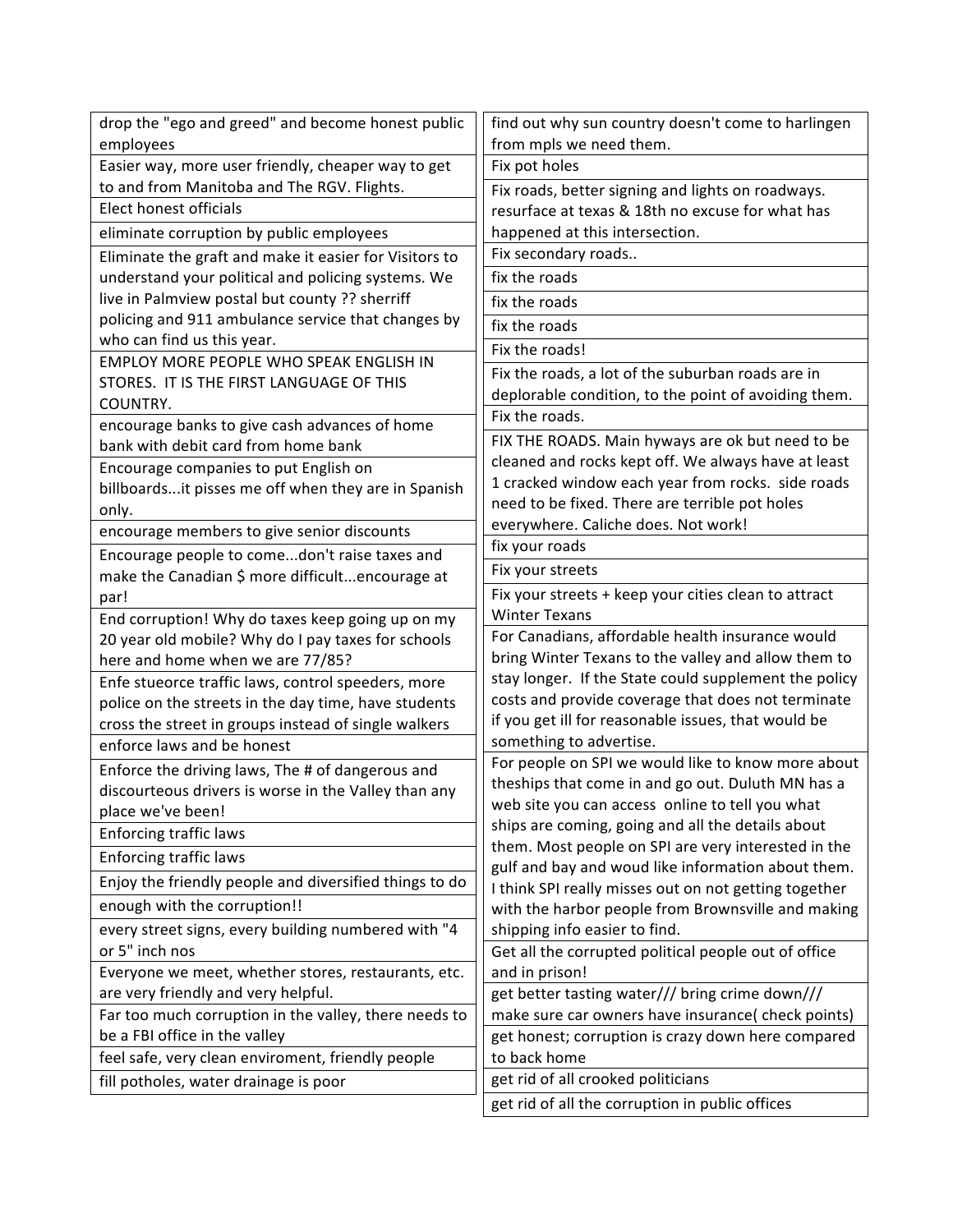| |
|---|
| drop the "ego and greed" and become honest public employees |
| Easier way, more user friendly, cheaper way to get to and from Manitoba and The RGV. Flights. |
| Elect honest officials |
| eliminate corruption by public employees |
| Eliminate the graft and make it easier for Visitors to understand your political and policing systems. We live in Palmview postal but county ?? sherriff policing and 911 ambulance service that changes by who can find us this year. |
| EMPLOY MORE PEOPLE WHO SPEAK ENGLISH IN STORES. IT IS THE FIRST LANGUAGE OF THIS COUNTRY. |
| encourage banks to give cash advances of home bank with debit card from home bank |
| Encourage companies to put English on billboards...it pisses me off when they are in Spanish only. |
| encourage members to give senior discounts |
| Encourage people to come...don't raise taxes and make the Canadian $ more difficult...encourage at par! |
| End corruption! Why do taxes keep going up on my 20 year old mobile? Why do I pay taxes for schools here and home when we are 77/85? |
| Enfe stueorce traffic laws, control speeders, more police on the streets in the day time, have students cross the street in groups instead of single walkers |
| enforce laws and be honest |
| Enforce the driving laws, The # of dangerous and discourteous drivers is worse in the Valley than any place we've been! |
| Enforcing traffic laws |
| Enforcing traffic laws |
| Enjoy the friendly people and diversified things to do |
| enough with the corruption!! |
| every street signs, every building numbered with "4 or 5" inch nos |
| Everyone we meet, whether stores, restaurants, etc. are very friendly and very helpful. |
| Far too much corruption in the valley, there needs to be a FBI office in the valley |
| feel safe, very clean enviroment, friendly people |
| fill potholes, water drainage is poor |
| find out why sun country doesn't come to harlingen from mpls we need them. |
| Fix pot holes |
| Fix roads, better signing and lights on roadways. resurface at texas & 18th no excuse for what has happened at this intersection. |
| Fix secondary roads.. |
| fix the roads |
| fix the roads |
| fix the roads |
| Fix the roads! |
| Fix the roads, a lot of the suburban roads are in deplorable condition, to the point of avoiding them. |
| Fix the roads. |
| FIX THE ROADS. Main hyways are ok but need to be cleaned and rocks kept off. We always have at least 1 cracked window each year from rocks. side roads need to be fixed. There are terrible pot holes everywhere. Caliche does. Not work! |
| fix your roads |
| Fix your streets |
| Fix your streets + keep your cities clean to attract Winter Texans |
| For Canadians, affordable health insurance would bring Winter Texans to the valley and allow them to stay longer. If the State could supplement the policy costs and provide coverage that does not terminate if you get ill for reasonable issues, that would be something to advertise. |
| For people on SPI we would like to know more about theships that come in and go out. Duluth MN has a web site you can access online to tell you what ships are coming, going and all the details about them. Most people on SPI are very interested in the gulf and bay and woud like information about them. I think SPI really misses out on not getting together with the harbor people from Brownsville and making shipping info easier to find. |
| Get all the corrupted political people out of office and in prison! |
| get better tasting water/// bring crime down/// make sure car owners have insurance( check points) |
| get honest; corruption is crazy down here compared to back home |
| get rid of all crooked politicians |
| get rid of all the corruption in public offices |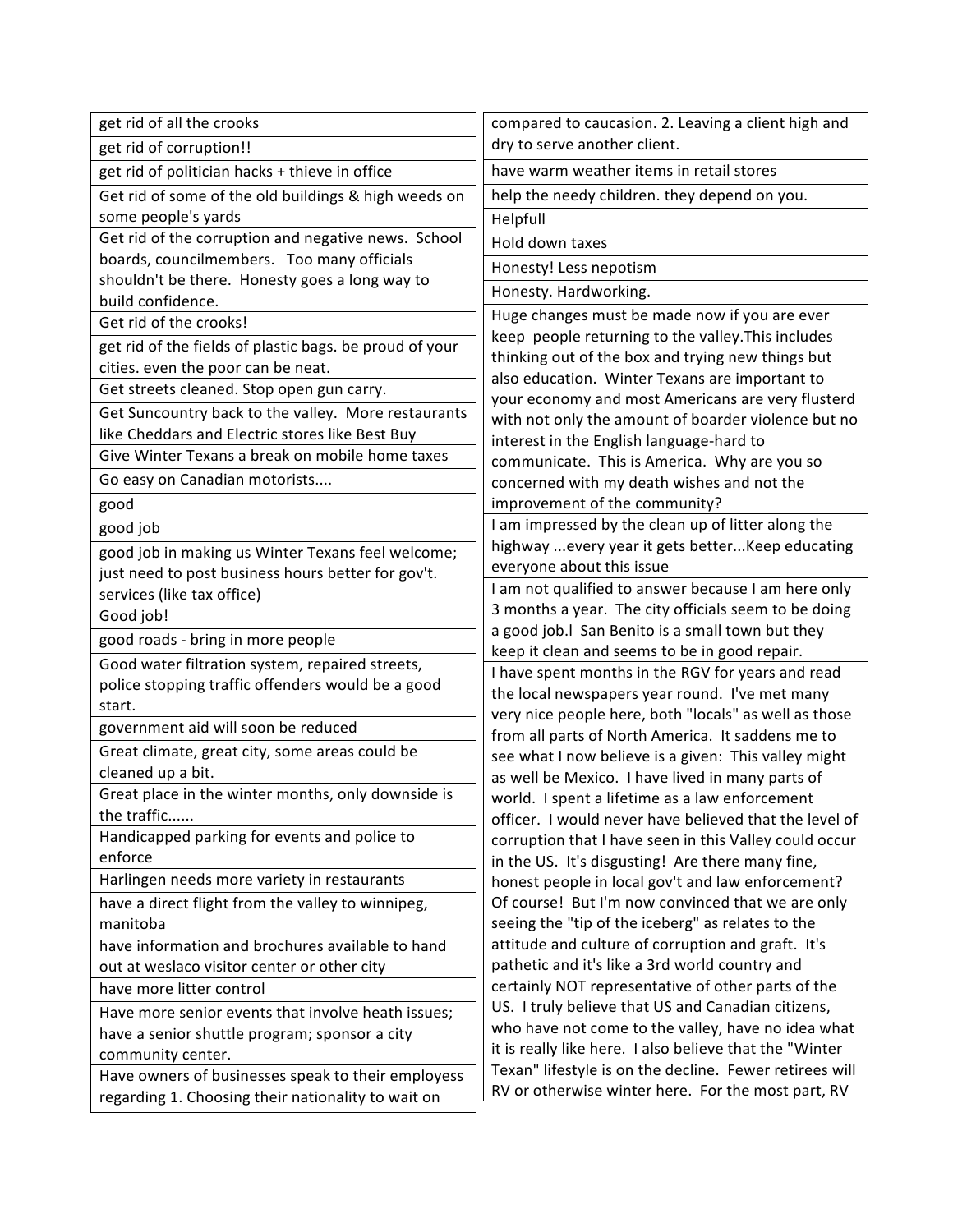| |
|---|
| get rid of all the crooks |
| get rid of corruption!! |
| get rid of politician hacks + thieve in office |
| Get rid of some of the old buildings & high weeds on some people's yards |
| Get rid of the corruption and negative news. School boards, councilmembers. Too many officials shouldn't be there. Honesty goes a long way to build confidence. |
| Get rid of the crooks! |
| get rid of the fields of plastic bags. be proud of your cities. even the poor can be neat. |
| Get streets cleaned. Stop open gun carry. |
| Get Suncountry back to the valley. More restaurants like Cheddars and Electric stores like Best Buy |
| Give Winter Texans a break on mobile home taxes |
| Go easy on Canadian motorists.... |
| good |
| good job |
| good job in making us Winter Texans feel welcome; just need to post business hours better for gov't. services (like tax office) |
| Good job! |
| good roads - bring in more people |
| Good water filtration system, repaired streets, police stopping traffic offenders would be a good start. |
| government aid will soon be reduced |
| Great climate, great city, some areas could be cleaned up a bit. |
| Great place in the winter months, only downside is the traffic...... |
| Handicapped parking for events and police to enforce |
| Harlingen needs more variety in restaurants |
| have a direct flight from the valley to winnipeg, manitoba |
| have information and brochures available to hand out at weslaco visitor center or other city |
| have more litter control |
| Have more senior events that involve heath issues; have a senior shuttle program; sponsor a city community center. |
| Have owners of businesses speak to their employess regarding 1. Choosing their nationality to wait on compared to caucasion. 2. Leaving a client high and dry to serve another client. |
| have warm weather items in retail stores |
| help the needy children. they depend on you. |
| Helpfull |
| Hold down taxes |
| Honesty! Less nepotism |
| Honesty. Hardworking. |
| Huge changes must be made now if you are ever keep people returning to the valley.This includes thinking out of the box and trying new things but also education. Winter Texans are important to your economy and most Americans are very flusterd with not only the amount of boarder violence but no interest in the English language-hard to communicate. This is America. Why are you so concerned with my death wishes and not the improvement of the community? |
| I am impressed by the clean up of litter along the highway ...every year it gets better...Keep educating everyone about this issue |
| I am not qualified to answer because I am here only 3 months a year. The city officials seem to be doing a good job.l San Benito is a small town but they keep it clean and seems to be in good repair. |
| I have spent months in the RGV for years and read the local newspapers year round. I've met many very nice people here, both "locals" as well as those from all parts of North America. It saddens me to see what I now believe is a given: This valley might as well be Mexico. I have lived in many parts of world. I spent a lifetime as a law enforcement officer. I would never have believed that the level of corruption that I have seen in this Valley could occur in the US. It's disgusting! Are there many fine, honest people in local gov't and law enforcement? Of course! But I'm now convinced that we are only seeing the "tip of the iceberg" as relates to the attitude and culture of corruption and graft. It's pathetic and it's like a 3rd world country and certainly NOT representative of other parts of the US. I truly believe that US and Canadian citizens, who have not come to the valley, have no idea what it is really like here. I also believe that the "Winter Texan" lifestyle is on the decline. Fewer retirees will RV or otherwise winter here. For the most part, RV |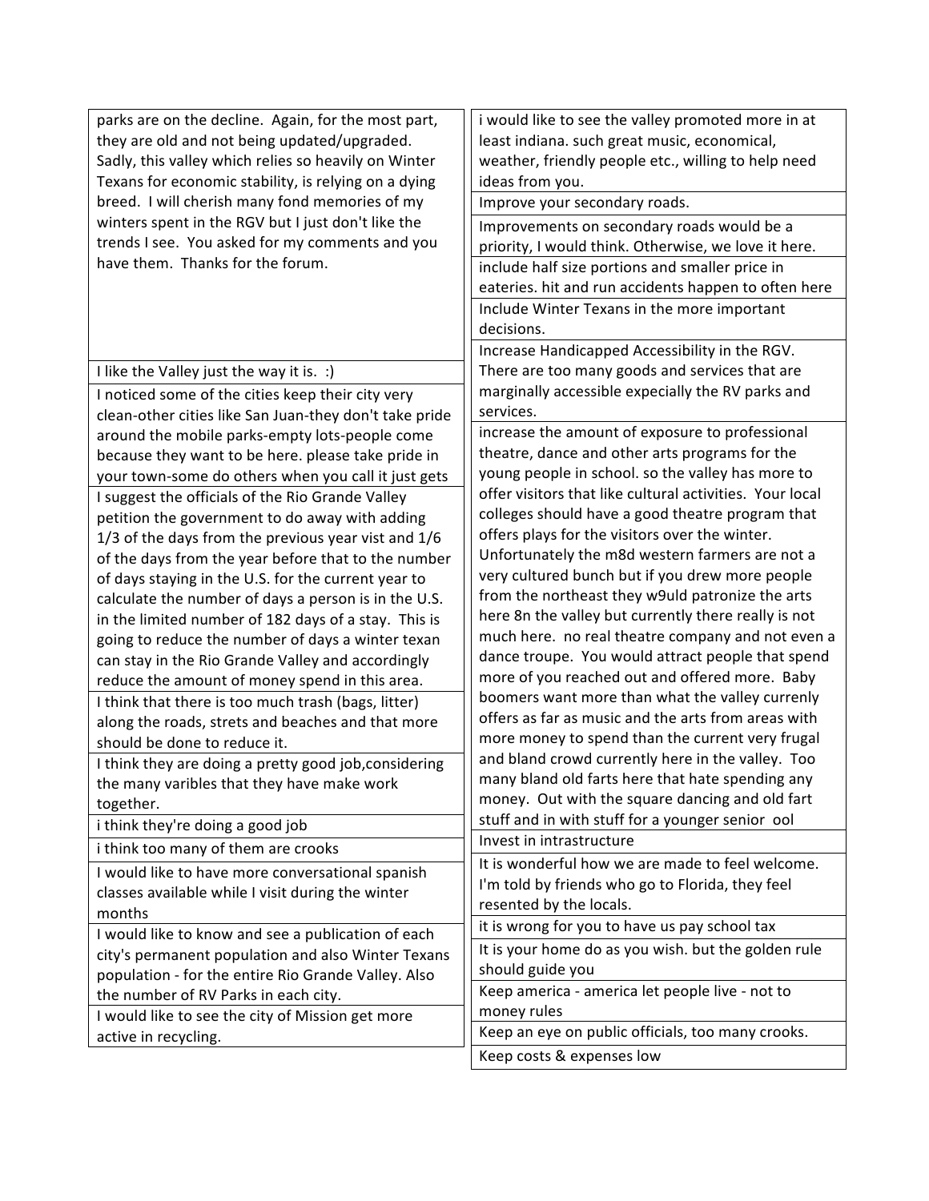parks are on the decline. Again, for the most part, they are old and not being updated/upgraded. Sadly, this valley which relies so heavily on Winter Texans for economic stability, is relying on a dying breed. I will cherish many fond memories of my winters spent in the RGV but I just don't like the trends I see. You asked for my comments and you have them. Thanks for the forum.

I like the Valley just the way it is. :)

I noticed some of the cities keep their city very clean-other cities like San Juan-they don't take pride around the mobile parks-empty lots-people come because they want to be here. please take pride in your town-some do others when you call it just gets

I suggest the officials of the Rio Grande Valley petition the government to do away with adding 1/3 of the days from the previous year vist and 1/6 of the days from the year before that to the number of days staying in the U.S. for the current year to calculate the number of days a person is in the U.S. in the limited number of 182 days of a stay. This is going to reduce the number of days a winter texan can stay in the Rio Grande Valley and accordingly reduce the amount of money spend in this area.

I think that there is too much trash (bags, litter) along the roads, strets and beaches and that more should be done to reduce it.

I think they are doing a pretty good job,considering the many varibles that they have make work together.

i think they're doing a good job

i think too many of them are crooks

I would like to have more conversational spanish classes available while I visit during the winter months

I would like to know and see a publication of each city's permanent population and also Winter Texans population - for the entire Rio Grande Valley. Also the number of RV Parks in each city.

I would like to see the city of Mission get more active in recycling.

i would like to see the valley promoted more in at least indiana. such great music, economical, weather, friendly people etc., willing to help need ideas from you.

Improve your secondary roads.

Improvements on secondary roads would be a priority, I would think. Otherwise, we love it here.

include half size portions and smaller price in eateries. hit and run accidents happen to often here

Include Winter Texans in the more important decisions.

Increase Handicapped Accessibility in the RGV. There are too many goods and services that are marginally accessible expecially the RV parks and services.

increase the amount of exposure to professional theatre, dance and other arts programs for the young people in school. so the valley has more to offer visitors that like cultural activities. Your local colleges should have a good theatre program that offers plays for the visitors over the winter. Unfortunately the m8d western farmers are not a very cultured bunch but if you drew more people from the northeast they w9uld patronize the arts here 8n the valley but currently there really is not much here. no real theatre company and not even a dance troupe. You would attract people that spend more of you reached out and offered more. Baby boomers want more than what the valley currenly offers as far as music and the arts from areas with more money to spend than the current very frugal and bland crowd currently here in the valley. Too many bland old farts here that hate spending any money. Out with the square dancing and old fart stuff and in with stuff for a younger senior ool

Invest in intrastructure

It is wonderful how we are made to feel welcome. I'm told by friends who go to Florida, they feel resented by the locals.

it is wrong for you to have us pay school tax

It is your home do as you wish. but the golden rule should guide you

Keep america - america let people live - not to money rules

Keep an eye on public officials, too many crooks.

Keep costs & expenses low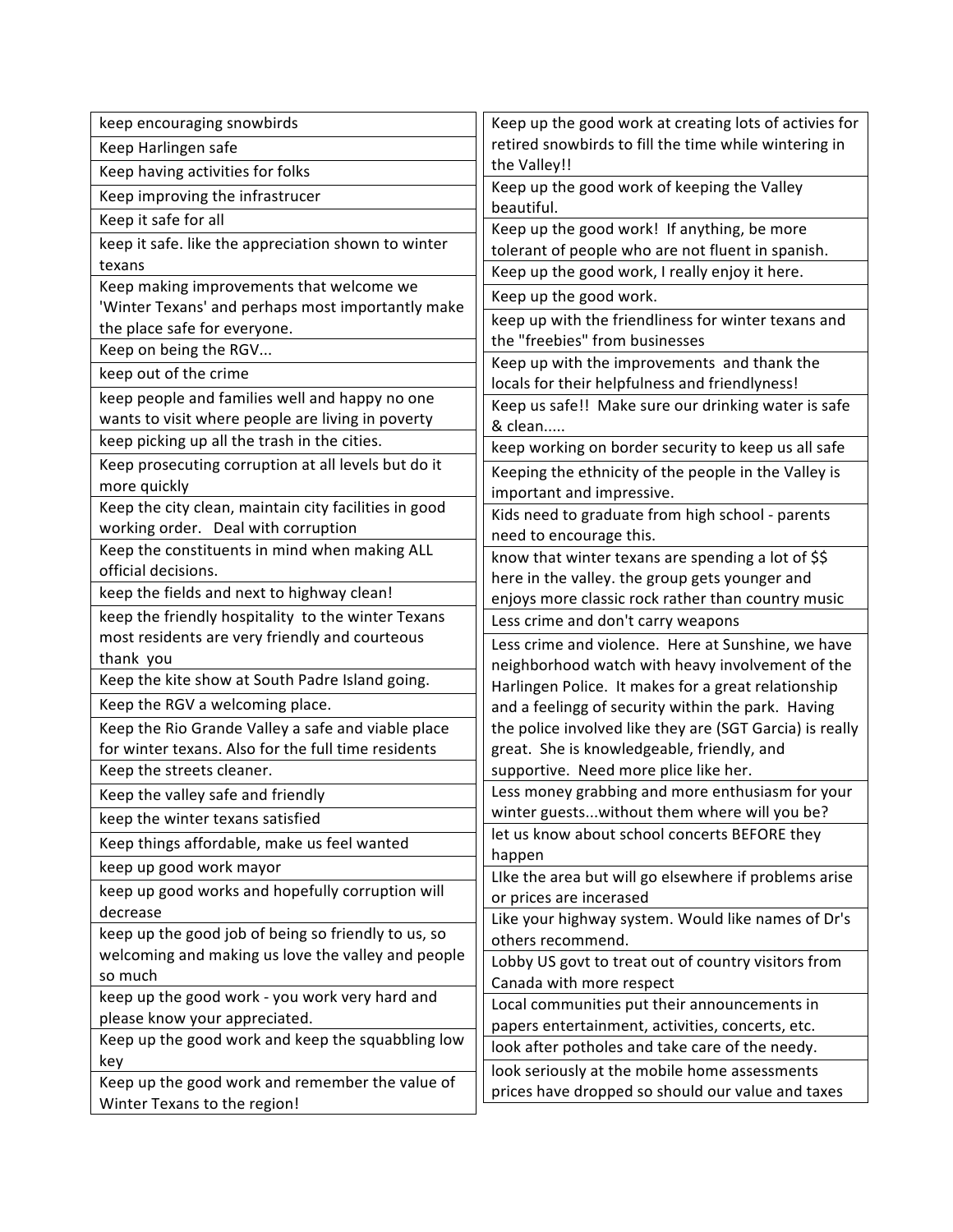| |
|---|
| keep encouraging snowbirds |
| Keep Harlingen safe |
| Keep having activities for folks |
| Keep improving the infrastrucer |
| Keep it safe for all |
| keep it safe. like the appreciation shown to winter texans |
| Keep making improvements that welcome we 'Winter Texans' and perhaps most importantly make the place safe for everyone. |
| Keep on being the RGV... |
| keep out of the crime |
| keep people and families well and happy no one wants to visit where people are living in poverty |
| keep picking up all the trash in the cities. |
| Keep prosecuting corruption at all levels but do it more quickly |
| Keep the city clean, maintain city facilities in good working order. Deal with corruption |
| Keep the constituents in mind when making ALL official decisions. |
| keep the fields and next to highway clean! |
| keep the friendly hospitality to the winter Texans most residents are very friendly and courteous thank you |
| Keep the kite show at South Padre Island going. |
| Keep the RGV a welcoming place. |
| Keep the Rio Grande Valley a safe and viable place for winter texans. Also for the full time residents |
| Keep the streets cleaner. |
| Keep the valley safe and friendly |
| keep the winter texans satisfied |
| Keep things affordable, make us feel wanted |
| keep up good work mayor |
| keep up good works and hopefully corruption will decrease |
| keep up the good job of being so friendly to us, so welcoming and making us love the valley and people so much |
| keep up the good work - you work very hard and please know your appreciated. |
| Keep up the good work and keep the squabbling low key |
| Keep up the good work and remember the value of Winter Texans to the region! |
| Keep up the good work at creating lots of activies for retired snowbirds to fill the time while wintering in the Valley!! |
| Keep up the good work of keeping the Valley beautiful. |
| Keep up the good work! If anything, be more tolerant of people who are not fluent in spanish. |
| Keep up the good work, I really enjoy it here. |
| Keep up the good work. |
| keep up with the friendliness for winter texans and the "freebies" from businesses |
| Keep up with the improvements and thank the locals for their helpfulness and friendlyness! |
| Keep us safe!! Make sure our drinking water is safe & clean..... |
| keep working on border security to keep us all safe |
| Keeping the ethnicity of the people in the Valley is important and impressive. |
| Kids need to graduate from high school - parents need to encourage this. |
| know that winter texans are spending a lot of $$ here in the valley. the group gets younger and enjoys more classic rock rather than country music |
| Less crime and don't carry weapons |
| Less crime and violence. Here at Sunshine, we have neighborhood watch with heavy involvement of the Harlingen Police. It makes for a great relationship and a feelingg of security within the park. Having the police involved like they are (SGT Garcia) is really great. She is knowledgeable, friendly, and supportive. Need more plice like her. |
| Less money grabbing and more enthusiasm for your winter guests...without them where will you be? |
| let us know about school concerts BEFORE they happen |
| LIke the area but will go elsewhere if problems arise or prices are incerased |
| Like your highway system. Would like names of Dr's others recommend. |
| Lobby US govt to treat out of country visitors from Canada with more respect |
| Local communities put their announcements in papers entertainment, activities, concerts, etc. |
| look after potholes and take care of the needy. |
| look seriously at the mobile home assessments prices have dropped so should our value and taxes |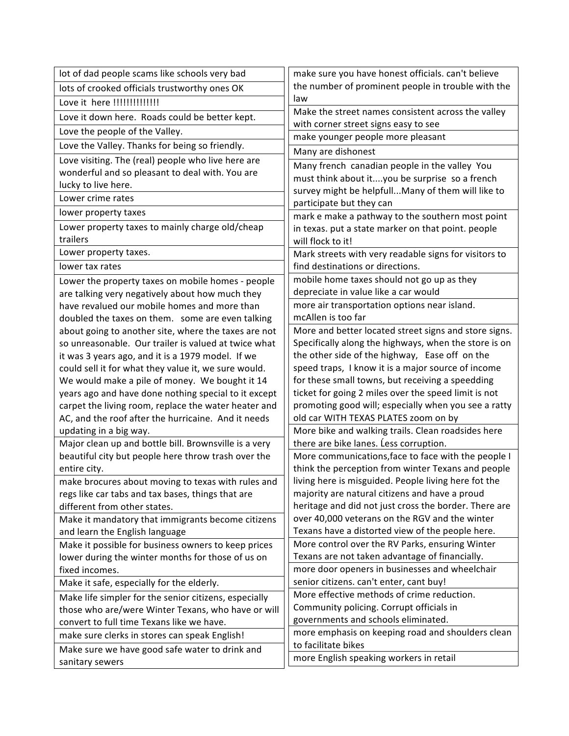| lot of dad people scams like schools very bad |
|---|
| lots of crooked officials trustworthy ones OK |
| Love it here !!!!!!!!!!!!!! |
| Love it down here. Roads could be better kept. |
| Love the people of the Valley. |
| Love the Valley. Thanks for being so friendly. |
| Love visiting. The (real) people who live here are wonderful and so pleasant to deal with. You are lucky to live here. |
| Lower crime rates |
| lower property taxes |
| Lower property taxes to mainly charge old/cheap trailers |
| Lower property taxes. |
| lower tax rates |
| Lower the property taxes on mobile homes - people are talking very negatively about how much they have revalued our mobile homes and more than doubled the taxes on them. some are even talking about going to another site, where the taxes are not so unreasonable. Our trailer is valued at twice what it was 3 years ago, and it is a 1979 model. If we could sell it for what they value it, we sure would. We would make a pile of money. We bought it 14 years ago and have done nothing special to it except carpet the living room, replace the water heater and AC, and the roof after the hurricaine. And it needs updating in a big way. |
| Major clean up and bottle bill. Brownsville is a very beautiful city but people here throw trash over the entire city. |
| make brocures about moving to texas with rules and regs like car tabs and tax bases, things that are different from other states. |
| Make it mandatory that immigrants become citizens and learn the English language |
| Make it possible for business owners to keep prices lower during the winter months for those of us on fixed incomes. |
| Make it safe, especially for the elderly. |
| Make life simpler for the senior citizens, especially those who are/were Winter Texans, who have or will convert to full time Texans like we have. |
| make sure clerks in stores can speak English! |
| Make sure we have good safe water to drink and sanitary sewers |
| make sure you have honest officials. can't believe the number of prominent people in trouble with the law |
| Make the street names consistent across the valley with corner street signs easy to see |
| make younger people more pleasant |
| Many are dishonest |
| Many french canadian people in the valley You must think about it....you be surprise so a french survey might be helpfull...Many of them will like to participate but they can |
| mark e make a pathway to the southern most point in texas. put a state marker on that point. people will flock to it! |
| Mark streets with very readable signs for visitors to find destinations or directions. |
| mobile home taxes should not go up as they depreciate in value like a car would |
| more air transportation options near island. mcAllen is too far |
| More and better located street signs and store signs. Specifically along the highways, when the store is on the other side of the highway, Ease off on the speed traps, I know it is a major source of income for these small towns, but receiving a speedding ticket for going 2 miles over the speed limit is not promoting good will; especially when you see a ratty old car WITH TEXAS PLATES zoom on by |
| More bike and walking trails. Clean roadsides here there are bike lanes. Ĺess corruption. |
| More communications,face to face with the people I think the perception from winter Texans and people living here is misguided. People living here fot the majority are natural citizens and have a proud heritage and did not just cross the border. There are over 40,000 veterans on the RGV and the winter Texans have a distorted view of the people here. |
| More control over the RV Parks, ensuring Winter Texans are not taken advantage of financially. |
| more door openers in businesses and wheelchair senior citizens. can't enter, cant buy! |
| More effective methods of crime reduction. Community policing. Corrupt officials in governments and schools eliminated. |
| more emphasis on keeping road and shoulders clean to facilitate bikes |
| more English speaking workers in retail |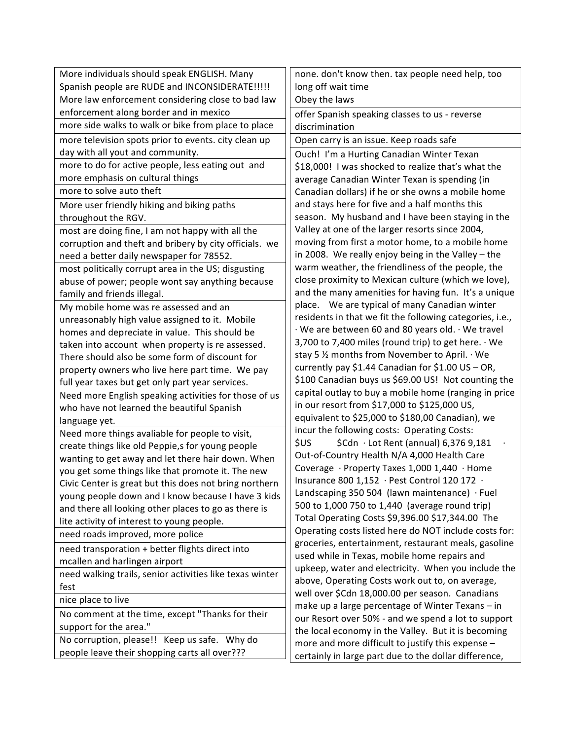| |
|---|
| More individuals should speak ENGLISH. Many Spanish people are RUDE and INCONSIDERATE!!!!! |
| More law enforcement considering close to bad law enforcement along border and in mexico |
| more side walks to walk or bike from place to place |
| more television spots prior to events. city clean up day with all yout and community. |
| more to do for active people, less eating out and more emphasis on cultural things |
| more to solve auto theft |
| More user friendly hiking and biking paths throughout the RGV. |
| most are doing fine, I am not happy with all the corruption and theft and bribery by city officials. we need a better daily newspaper for 78552. |
| most politically corrupt area in the US; disgusting abuse of power; people wont say anything because family and friends illegal. |
| My mobile home was re assessed and an unreasonably high value assigned to it. Mobile homes and depreciate in value. This should be taken into account when property is re assessed. There should also be some form of discount for property owners who live here part time. We pay full year taxes but get only part year services. |
| Need more English speaking activities for those of us who have not learned the beautiful Spanish language yet. |
| Need more things avaliable for people to visit, create things like old Peppie,s for young people wanting to get away and let there hair down. When you get some things like that promote it. The new Civic Center is great but this does not bring northern young people down and I know because I have 3 kids and there all looking other places to go as there is lite activity of interest to young people. |
| need roads improved, more police |
| need transporation + better flights direct into mcallen and harlingen airport |
| need walking trails, senior activities like texas winter fest |
| nice place to live |
| No comment at the time, except "Thanks for their support for the area." |
| No corruption, please!! Keep us safe. Why do people leave their shopping carts all over??? |
| none. don't know then. tax people need help, too long off wait time |
| Obey the laws |
| offer Spanish speaking classes to us - reverse discrimination |
| Open carry is an issue. Keep roads safe |
| Ouch! I'm a Hurting Canadian Winter Texan $18,000! I was shocked to realize that's what the average Canadian Winter Texan is spending (in Canadian dollars) if he or she owns a mobile home and stays here for five and a half months this season. My husband and I have been staying in the Valley at one of the larger resorts since 2004, moving from first a motor home, to a mobile home in 2008. We really enjoy being in the Valley – the warm weather, the friendliness of the people, the close proximity to Mexican culture (which we love), and the many amenities for having fun. It's a unique place. We are typical of many Canadian winter residents in that we fit the following categories, i.e., · We are between 60 and 80 years old. · We travel 3,700 to 7,400 miles (round trip) to get here. · We stay 5 ½ months from November to April. · We currently pay $1.44 Canadian for $1.00 US – OR, $100 Canadian buys us $69.00 US! Not counting the capital outlay to buy a mobile home (ranging in price in our resort from $17,000 to $125,000 US, equivalent to $25,000 to $180,00 Canadian), we incur the following costs: Operating Costs: $US $Cdn · Lot Rent (annual) 6,376 9,181 · Out-of-Country Health N/A 4,000 Health Care Coverage · Property Taxes 1,000 1,440 · Home Insurance 800 1,152 · Pest Control 120 172 · Landscaping 350 504 (lawn maintenance) · Fuel 500 to 1,000 750 to 1,440 (average round trip) Total Operating Costs $9,396.00 $17,344.00 The Operating costs listed here do NOT include costs for: groceries, entertainment, restaurant meals, gasoline used while in Texas, mobile home repairs and upkeep, water and electricity. When you include the above, Operating Costs work out to, on average, well over $Cdn 18,000.00 per season. Canadians make up a large percentage of Winter Texans – in our Resort over 50% - and we spend a lot to support the local economy in the Valley. But it is becoming more and more difficult to justify this expense – certainly in large part due to the dollar difference, |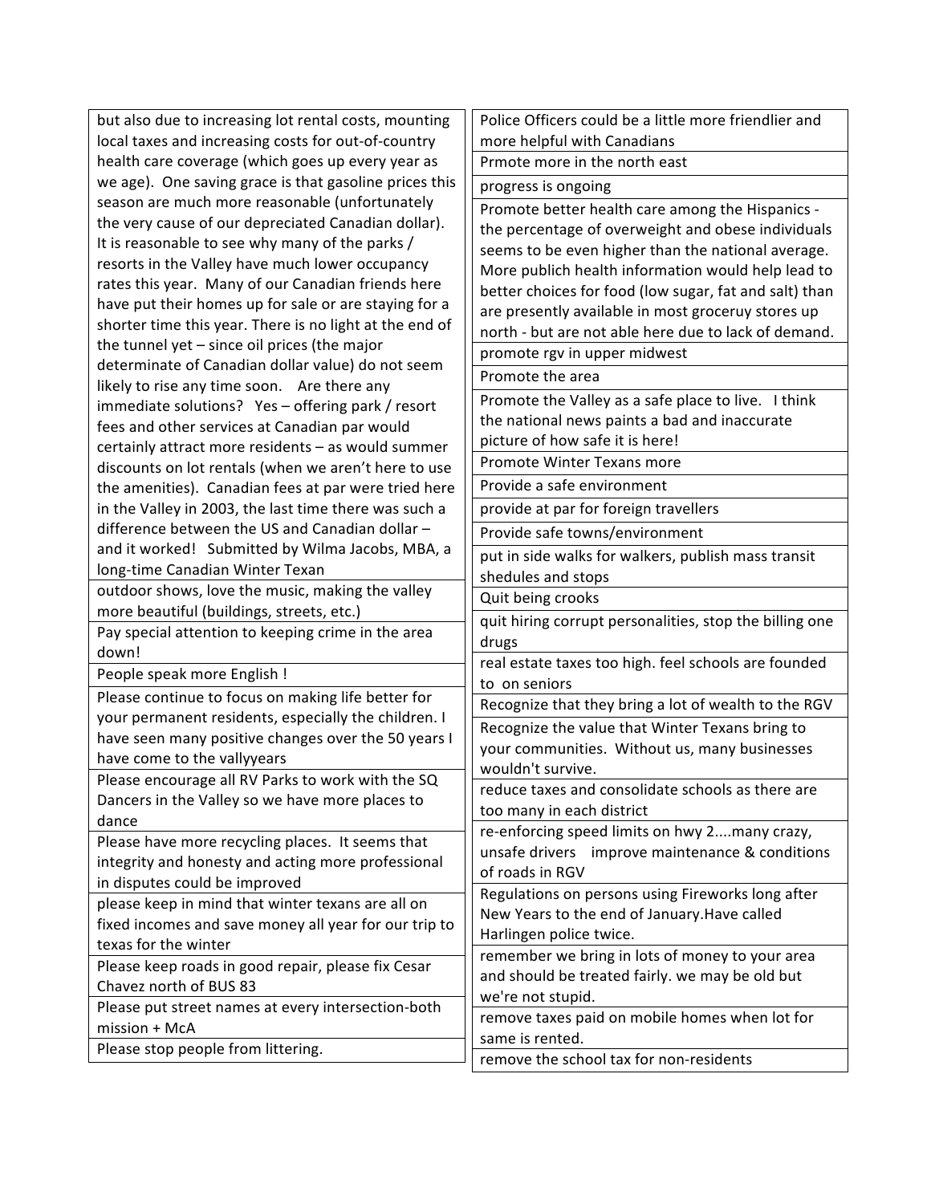| |
|---|
| but also due to increasing lot rental costs, mounting local taxes and increasing costs for out-of-country health care coverage (which goes up every year as we age). One saving grace is that gasoline prices this season are much more reasonable (unfortunately the very cause of our depreciated Canadian dollar). It is reasonable to see why many of the parks / resorts in the Valley have much lower occupancy rates this year. Many of our Canadian friends here have put their homes up for sale or are staying for a shorter time this year. There is no light at the end of the tunnel yet – since oil prices (the major determinate of Canadian dollar value) do not seem likely to rise any time soon. Are there any immediate solutions? Yes – offering park / resort fees and other services at Canadian par would certainly attract more residents – as would summer discounts on lot rentals (when we aren't here to use the amenities). Canadian fees at par were tried here in the Valley in 2003, the last time there was such a difference between the US and Canadian dollar – and it worked! Submitted by Wilma Jacobs, MBA, a long-time Canadian Winter Texan |
| outdoor shows, love the music, making the valley more beautiful (buildings, streets, etc.) |
| Pay special attention to keeping crime in the area down! |
| People speak more English ! |
| Please continue to focus on making life better for your permanent residents, especially the children. I have seen many positive changes over the 50 years I have come to the vallyyears |
| Please encourage all RV Parks to work with the SQ Dancers in the Valley so we have more places to dance |
| Please have more recycling places. It seems that integrity and honesty and acting more professional in disputes could be improved |
| please keep in mind that winter texans are all on fixed incomes and save money all year for our trip to texas for the winter |
| Please keep roads in good repair, please fix Cesar Chavez north of BUS 83 |
| Please put street names at every intersection-both mission + McA |
| Please stop people from littering. |
| Police Officers could be a little more friendlier and more helpful with Canadians |
| Prmote more in the north east |
| progress is ongoing |
| Promote better health care among the Hispanics - the percentage of overweight and obese individuals seems to be even higher than the national average. More publich health information would help lead to better choices for food (low sugar, fat and salt) than are presently available in most groceruy stores up north - but are not able here due to lack of demand. |
| promote rgv in upper midwest |
| Promote the area |
| Promote the Valley as a safe place to live. I think the national news paints a bad and inaccurate picture of how safe it is here! |
| Promote Winter Texans more |
| Provide a safe environment |
| provide at par for foreign travellers |
| Provide safe towns/environment |
| put in side walks for walkers, publish mass transit shedules and stops |
| Quit being crooks |
| quit hiring corrupt personalities, stop the billing one drugs |
| real estate taxes too high. feel schools are founded to on seniors |
| Recognize that they bring a lot of wealth to the RGV |
| Recognize the value that Winter Texans bring to your communities. Without us, many businesses wouldn't survive. |
| reduce taxes and consolidate schools as there are too many in each district |
| re-enforcing speed limits on hwy 2....many crazy, unsafe drivers improve maintenance & conditions of roads in RGV |
| Regulations on persons using Fireworks long after New Years to the end of January.Have called Harlingen police twice. |
| remember we bring in lots of money to your area and should be treated fairly. we may be old but we're not stupid. |
| remove taxes paid on mobile homes when lot for same is rented. |
| remove the school tax for non-residents |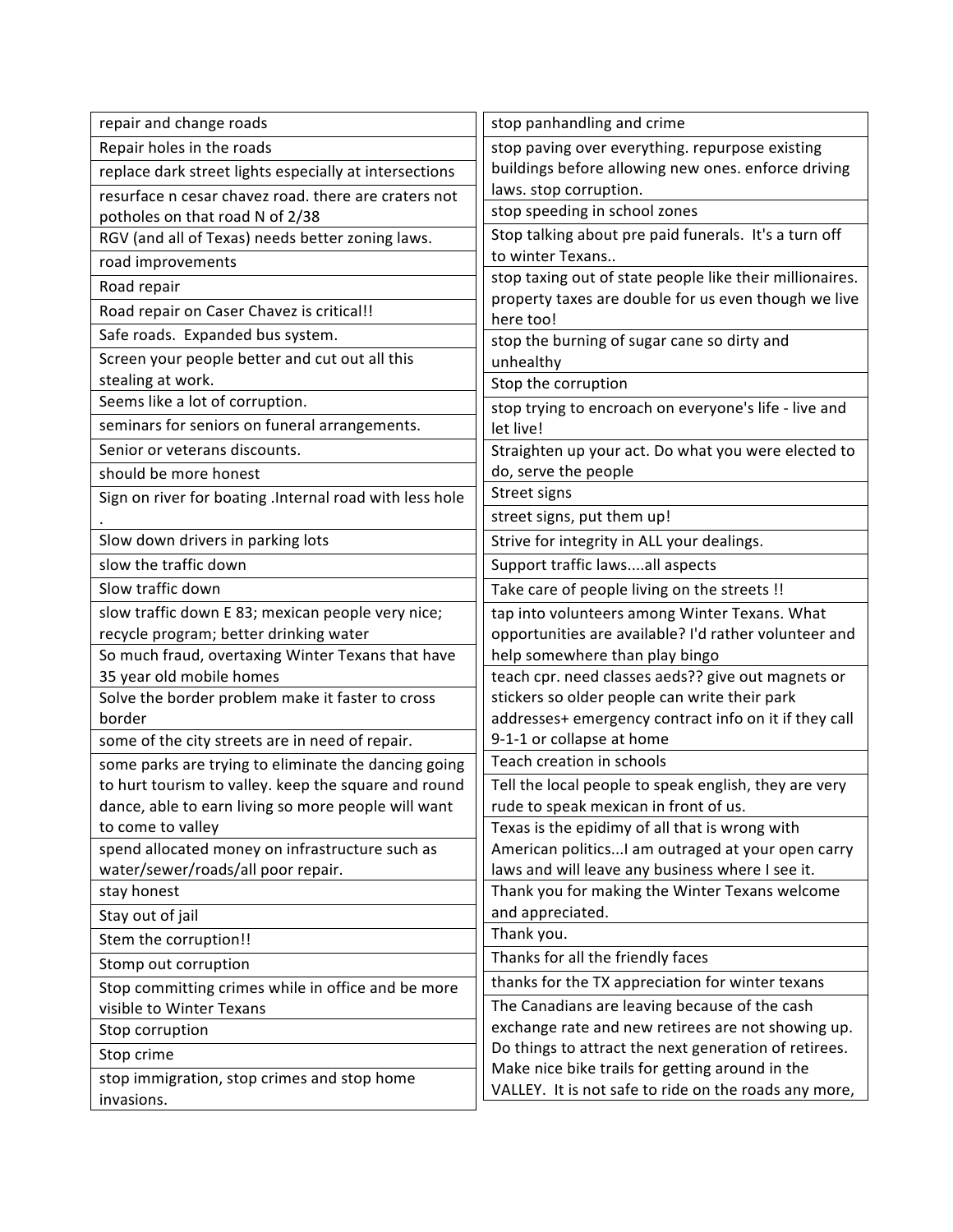| |
|---|
| repair and change roads |
| Repair holes in the roads |
| replace dark street lights especially at intersections |
| resurface n cesar chavez road. there are craters not potholes on that road N of 2/38 |
| RGV (and all of Texas) needs better zoning laws. |
| road improvements |
| Road repair |
| Road repair on Caser Chavez is critical!! |
| Safe roads. Expanded bus system. |
| Screen your people better and cut out all this stealing at work. |
| Seems like a lot of corruption. |
| seminars for seniors on funeral arrangements. |
| Senior or veterans discounts. |
| should be more honest |
| Sign on river for boating .Internal road with less hole . |
| Slow down drivers in parking lots |
| slow the traffic down |
| Slow traffic down |
| slow traffic down E 83; mexican people very nice; recycle program; better drinking water |
| So much fraud, overtaxing Winter Texans that have 35 year old mobile homes |
| Solve the border problem make it faster to cross border |
| some of the city streets are in need of repair. |
| some parks are trying to eliminate the dancing going to hurt tourism to valley. keep the square and round dance, able to earn living so more people will want to come to valley |
| spend allocated money on infrastructure such as water/sewer/roads/all poor repair. |
| stay honest |
| Stay out of jail |
| Stem the corruption!! |
| Stomp out corruption |
| Stop committing crimes while in office and be more visible to Winter Texans |
| Stop corruption |
| Stop crime |
| stop immigration, stop crimes and stop home invasions. |
| stop panhandling and crime |
| stop paving over everything. repurpose existing buildings before allowing new ones. enforce driving laws. stop corruption. |
| stop speeding in school zones |
| Stop talking about pre paid funerals. It's a turn off to winter Texans.. |
| stop taxing out of state people like their millionaires. property taxes are double for us even though we live here too! |
| stop the burning of sugar cane so dirty and unhealthy |
| Stop the corruption |
| stop trying to encroach on everyone's life - live and let live! |
| Straighten up your act. Do what you were elected to do, serve the people |
| Street signs |
| street signs, put them up! |
| Strive for integrity in ALL your dealings. |
| Support traffic laws....all aspects |
| Take care of people living on the streets !! |
| tap into volunteers among Winter Texans. What opportunities are available? I'd rather volunteer and help somewhere than play bingo |
| teach cpr. need classes aeds?? give out magnets or stickers so older people can write their park addresses+ emergency contract info on it if they call 9-1-1 or collapse at home |
| Teach creation in schools |
| Tell the local people to speak english, they are very rude to speak mexican in front of us. |
| Texas is the epidimy of all that is wrong with American politics...I am outraged at your open carry laws and will leave any business where I see it. |
| Thank you for making the Winter Texans welcome and appreciated. |
| Thank you. |
| Thanks for all the friendly faces |
| thanks for the TX appreciation for winter texans |
| The Canadians are leaving because of the cash exchange rate and new retirees are not showing up. Do things to attract the next generation of retirees. Make nice bike trails for getting around in the VALLEY. It is not safe to ride on the roads any more, |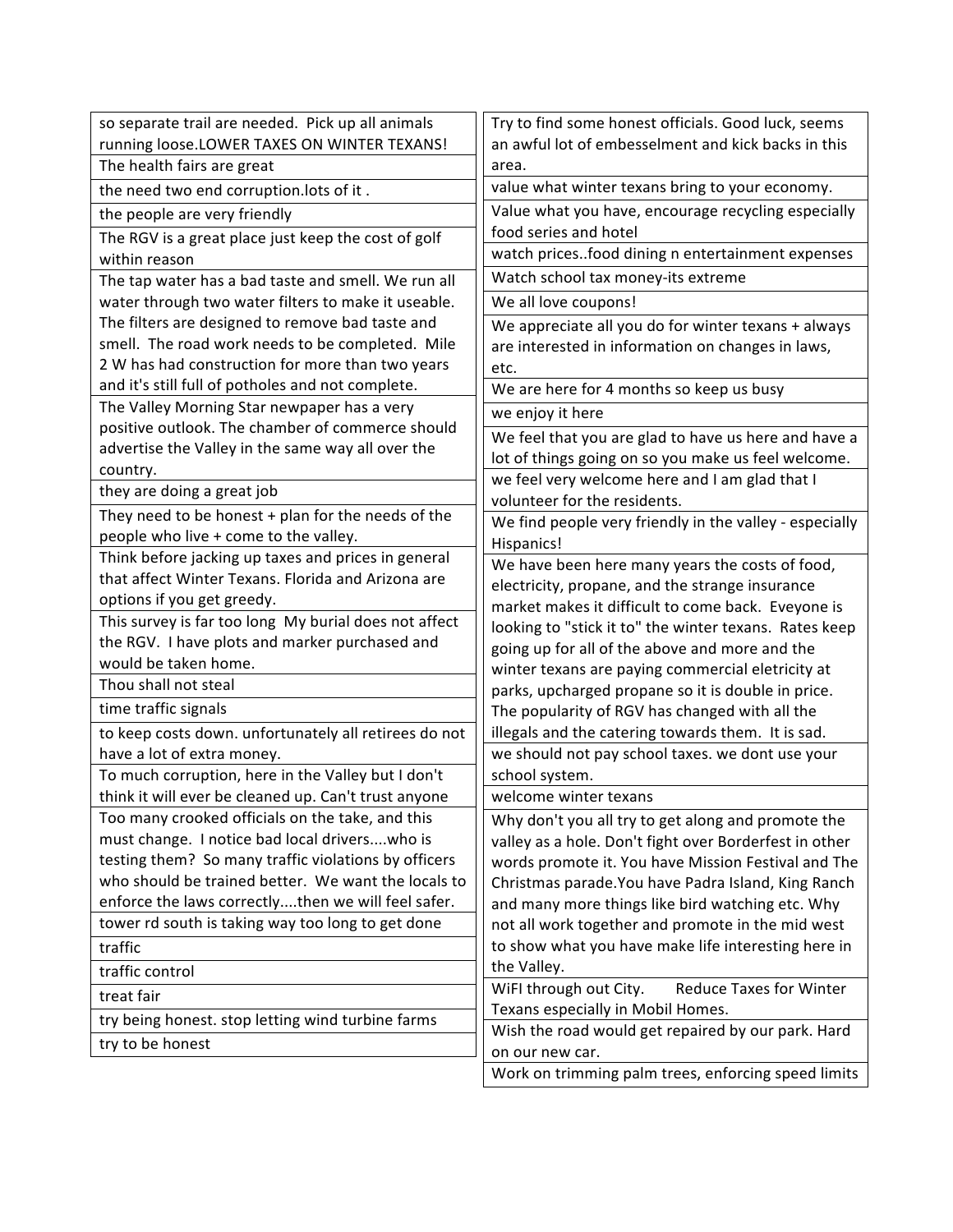| |
|---|
| so separate trail are needed. Pick up all animals running loose.LOWER TAXES ON WINTER TEXANS! |
| The health fairs are great |
| the need two end corruption.lots of it . |
| the people are very friendly |
| The RGV is a great place just keep the cost of golf within reason |
| The tap water has a bad taste and smell. We run all water through two water filters to make it useable. The filters are designed to remove bad taste and smell. The road work needs to be completed. Mile 2 W has had construction for more than two years and it's still full of potholes and not complete. |
| The Valley Morning Star newpaper has a very positive outlook. The chamber of commerce should advertise the Valley in the same way all over the country. |
| they are doing a great job |
| They need to be honest + plan for the needs of the people who live + come to the valley. |
| Think before jacking up taxes and prices in general that affect Winter Texans. Florida and Arizona are options if you get greedy. |
| This survey is far too long My burial does not affect the RGV. I have plots and marker purchased and would be taken home. |
| Thou shall not steal |
| time traffic signals |
| to keep costs down. unfortunately all retirees do not have a lot of extra money. |
| To much corruption, here in the Valley but I don't think it will ever be cleaned up. Can't trust anyone |
| Too many crooked officials on the take, and this must change. I notice bad local drivers....who is testing them? So many traffic violations by officers who should be trained better. We want the locals to enforce the laws correctly....then we will feel safer. |
| tower rd south is taking way too long to get done |
| traffic |
| traffic control |
| treat fair |
| try being honest. stop letting wind turbine farms |
| try to be honest |
| Try to find some honest officials. Good luck, seems an awful lot of embesselment and kick backs in this area. |
| value what winter texans bring to your economy. |
| Value what you have, encourage recycling especially food series and hotel |
| watch prices..food dining n entertainment expenses |
| Watch school tax money-its extreme |
| We all love coupons! |
| We appreciate all you do for winter texans + always are interested in information on changes in laws, etc. |
| We are here for 4 months so keep us busy |
| we enjoy it here |
| We feel that you are glad to have us here and have a lot of things going on so you make us feel welcome. |
| we feel very welcome here and I am glad that I volunteer for the residents. |
| We find people very friendly in the valley - especially Hispanics! |
| We have been here many years the costs of food, electricity, propane, and the strange insurance market makes it difficult to come back. Eveyone is looking to "stick it to" the winter texans. Rates keep going up for all of the above and more and the winter texans are paying commercial eletricity at parks, upcharged propane so it is double in price. The popularity of RGV has changed with all the illegals and the catering towards them. It is sad. |
| we should not pay school taxes. we dont use your school system. |
| welcome winter texans |
| Why don't you all try to get along and promote the valley as a hole. Don't fight over Borderfest in other words promote it. You have Mission Festival and The Christmas parade.You have Padra Island, King Ranch and many more things like bird watching etc. Why not all work together and promote in the mid west to show what you have make life interesting here in the Valley. |
| WiFI through out City. Reduce Taxes for Winter Texans especially in Mobil Homes. |
| Wish the road would get repaired by our park. Hard on our new car. |
| Work on trimming palm trees, enforcing speed limits |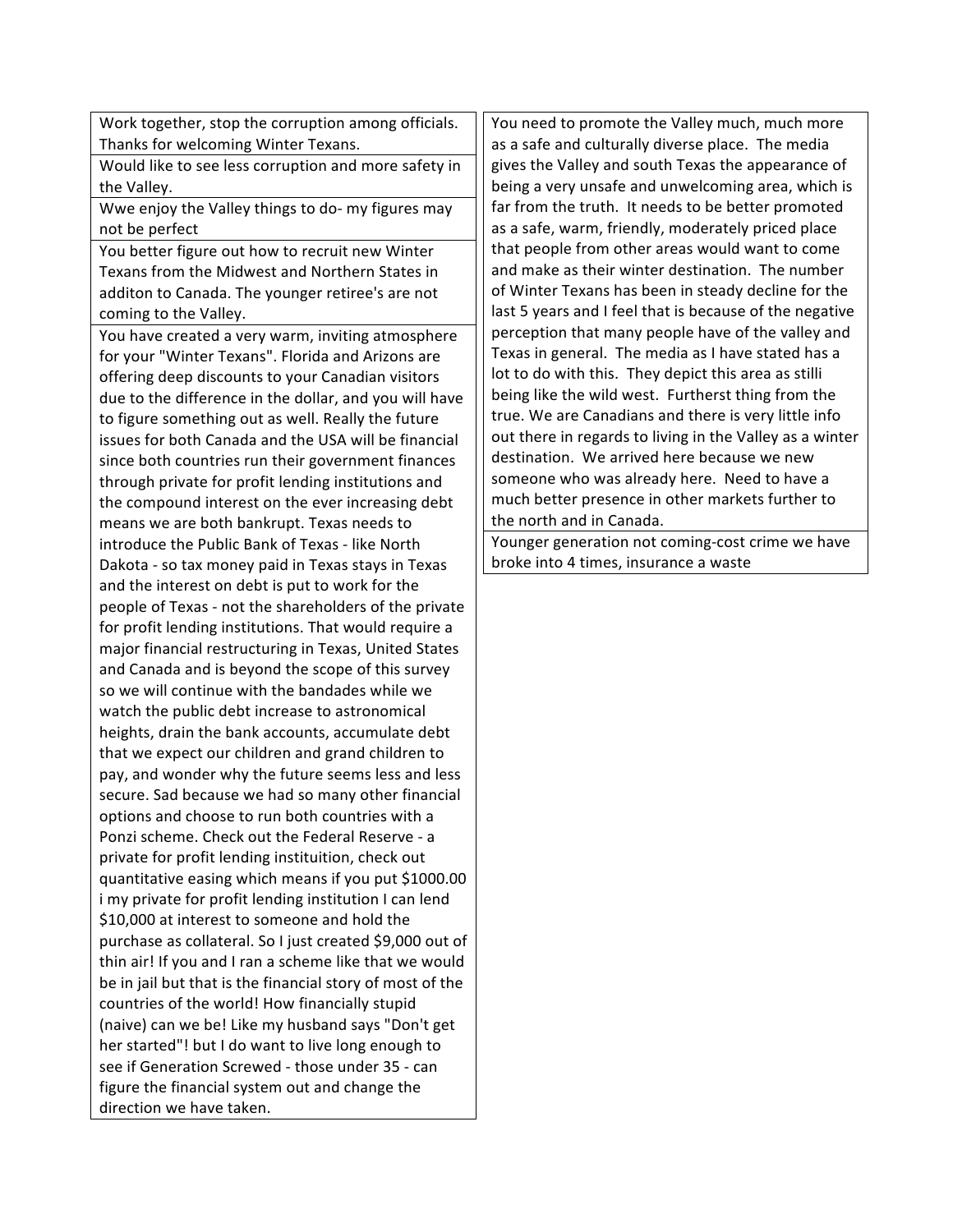Work together, stop the corruption among officials. Thanks for welcoming Winter Texans.

Would like to see less corruption and more safety in the Valley.

Wwe enjoy the Valley things to do- my figures may not be perfect

You better figure out how to recruit new Winter Texans from the Midwest and Northern States in additon to Canada. The younger retiree's are not coming to the Valley.

You have created a very warm, inviting atmosphere for your "Winter Texans". Florida and Arizons are offering deep discounts to your Canadian visitors due to the difference in the dollar, and you will have to figure something out as well. Really the future issues for both Canada and the USA will be financial since both countries run their government finances through private for profit lending institutions and the compound interest on the ever increasing debt means we are both bankrupt. Texas needs to introduce the Public Bank of Texas - like North Dakota - so tax money paid in Texas stays in Texas and the interest on debt is put to work for the people of Texas - not the shareholders of the private for profit lending institutions. That would require a major financial restructuring in Texas, United States and Canada and is beyond the scope of this survey so we will continue with the bandades while we watch the public debt increase to astronomical heights, drain the bank accounts, accumulate debt that we expect our children and grand children to pay, and wonder why the future seems less and less secure. Sad because we had so many other financial options and choose to run both countries with a Ponzi scheme. Check out the Federal Reserve - a private for profit lending instituition, check out quantitative easing which means if you put $1000.00 i my private for profit lending institution I can lend $10,000 at interest to someone and hold the purchase as collateral. So I just created $9,000 out of thin air! If you and I ran a scheme like that we would be in jail but that is the financial story of most of the countries of the world! How financially stupid (naive) can we be! Like my husband says "Don't get her started"! but I do want to live long enough to see if Generation Screwed - those under 35 - can figure the financial system out and change the direction we have taken.

You need to promote the Valley much, much more as a safe and culturally diverse place. The media gives the Valley and south Texas the appearance of being a very unsafe and unwelcoming area, which is far from the truth. It needs to be better promoted as a safe, warm, friendly, moderately priced place that people from other areas would want to come and make as their winter destination. The number of Winter Texans has been in steady decline for the last 5 years and I feel that is because of the negative perception that many people have of the valley and Texas in general. The media as I have stated has a lot to do with this. They depict this area as stilli being like the wild west. Furtherst thing from the true. We are Canadians and there is very little info out there in regards to living in the Valley as a winter destination. We arrived here because we new someone who was already here. Need to have a much better presence in other markets further to the north and in Canada.

Younger generation not coming-cost crime we have broke into 4 times, insurance a waste